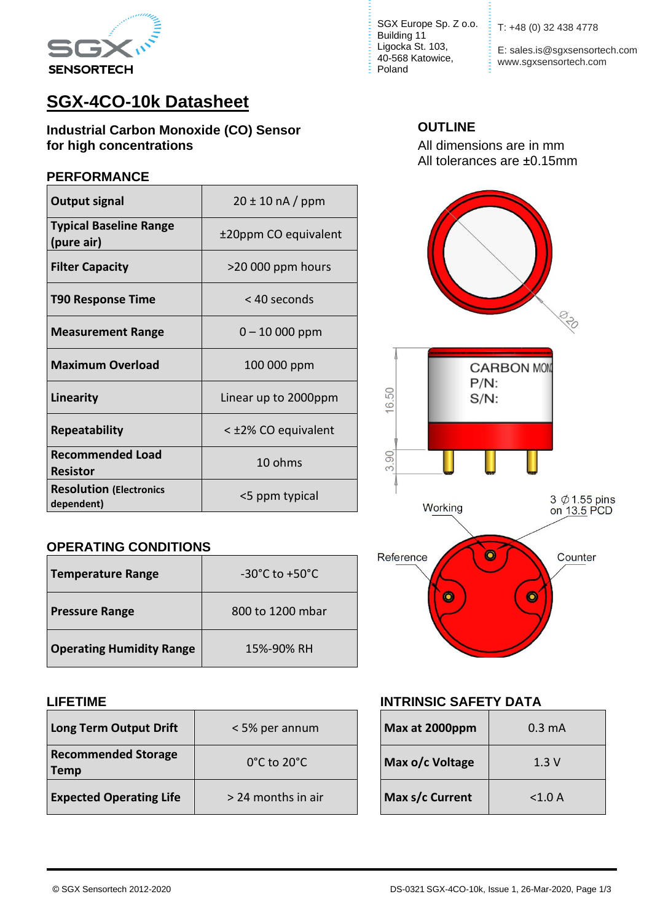SGX SENSORTECH

SGX Europe Sp. Z o.o.
Building 11
Ligocka St. 103,
40-568 Katowice,
Poland

T: +48 (0) 32 438 4778

E: sales.is@sgxsensortech.com
www.sgxsensortech.com

# SGX-4CO-10k Datasheet

**Industrial Carbon Monoxide (CO) Sensor for high concentrations**

## PERFORMANCE

| | |
|---|---|
| **Output signal** | 20 ± 10 nA / ppm |
| **Typical Baseline Range (pure air)** | ±20ppm CO equivalent |
| **Filter Capacity** | >20 000 ppm hours |
| **T90 Response Time** | < 40 seconds |
| **Measurement Range** | 0 – 10 000 ppm |
| **Maximum Overload** | 100 000 ppm |
| **Linearity** | Linear up to 2000ppm |
| **Repeatability** | < ±2% CO equivalent |
| **Recommended Load Resistor** | 10 ohms |
| **Resolution (Electronics dependent)** | <5 ppm typical |

## OPERATING CONDITIONS

| | |
|---|---|
| **Temperature Range** | -30°C to +50°C |
| **Pressure Range** | 800 to 1200 mbar |
| **Operating Humidity Range** | 15%-90% RH |

## LIFETIME

| | |
|---|---|
| **Long Term Output Drift** | < 5% per annum |
| **Recommended Storage Temp** | 0°C to 20°C |
| **Expected Operating Life** | > 24 months in air |

## OUTLINE

All dimensions are in mm
All tolerances are ±0.15mm

Ø20

16.50

3.90

CARBON MONO
P/N:
S/N:

Working

3 Ø1.55 pins on 13.5 PCD

Reference

Counter

## INTRINSIC SAFETY DATA

| | |
|---|---|
| **Max at 2000ppm** | 0.3 mA |
| **Max o/c Voltage** | 1.3 V |
| **Max s/c Current** | <1.0 A |

© SGX Sensortech 2012-2020

DS-0321 SGX-4CO-10k, Issue 1, 26-Mar-2020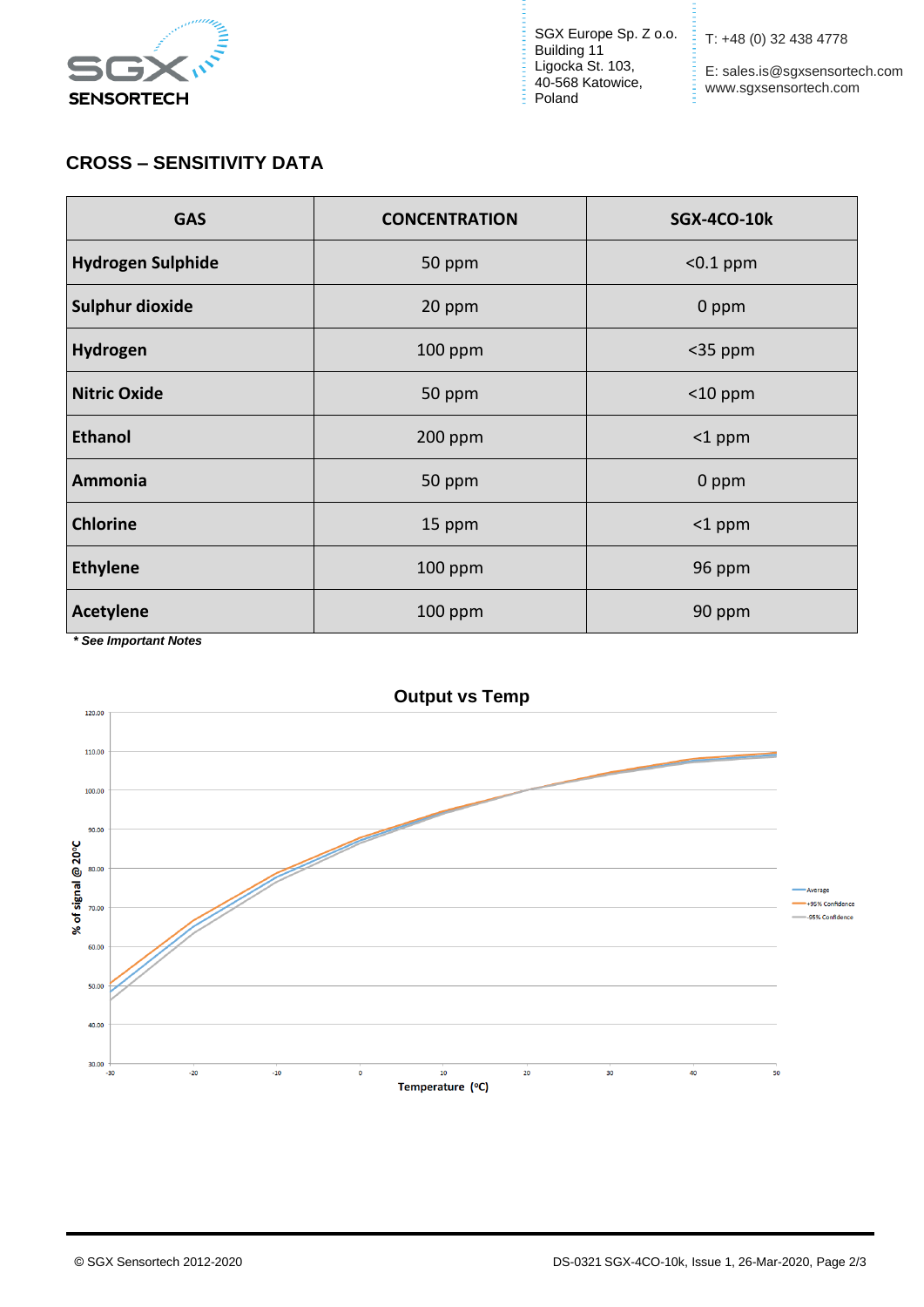## CROSS – SENSITIVITY DATA

| GAS | CONCENTRATION | SGX-4CO-10k |
|---|---|---|
| **Hydrogen Sulphide** | 50 ppm | <0.1 ppm |
| **Sulphur dioxide** | 20 ppm | 0 ppm |
| **Hydrogen** | 100 ppm | <35 ppm |
| **Nitric Oxide** | 50 ppm | <10 ppm |
| **Ethanol** | 200 ppm | <1 ppm |
| **Ammonia** | 50 ppm | 0 ppm |
| **Chlorine** | 15 ppm | <1 ppm |
| **Ethylene** | 100 ppm | 96 ppm |
| **Acetylene** | 100 ppm | 90 ppm |

***** *See Important Notes***

**Output vs Temp**

% of signal @ 20°C vs Temperature (°C)

Legend: Average, +95% Confidence, -95% Confidence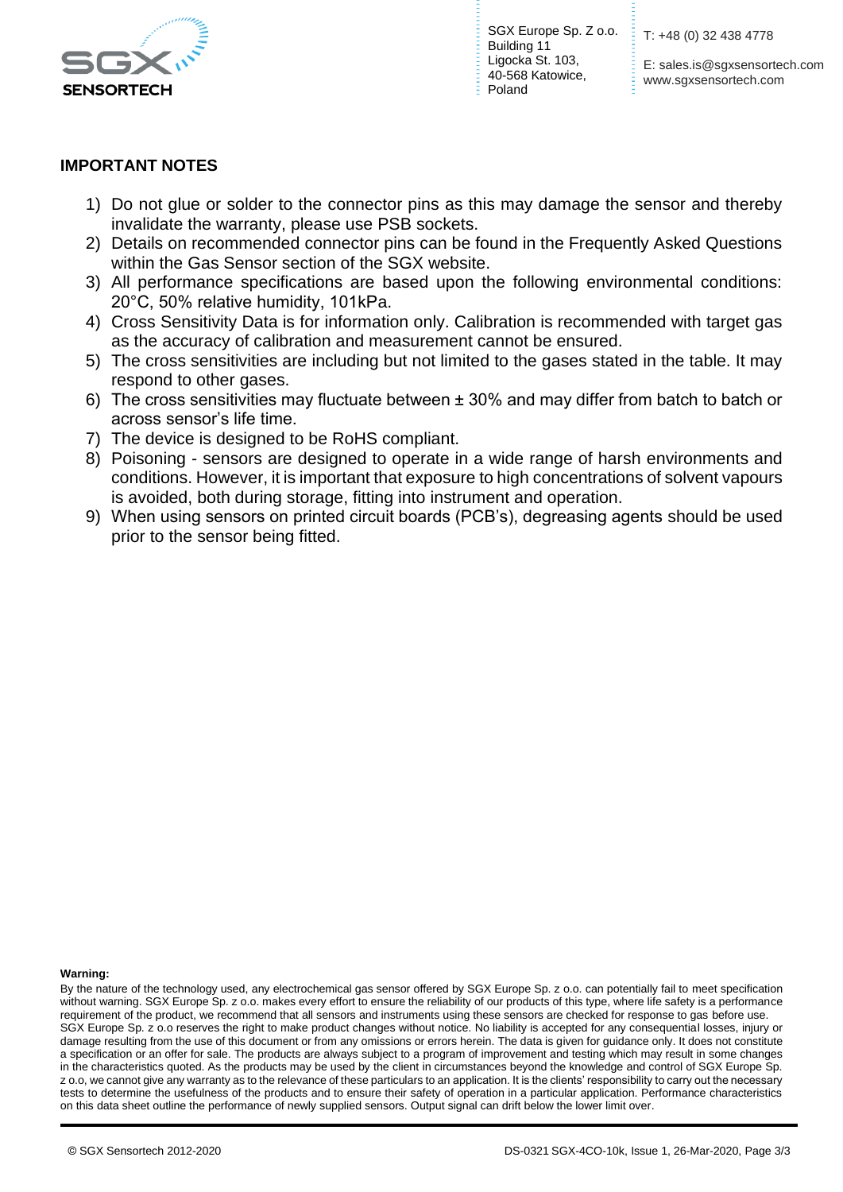## IMPORTANT NOTES

1) Do not glue or solder to the connector pins as this may damage the sensor and thereby invalidate the warranty, please use PSB sockets.
2) Details on recommended connector pins can be found in the Frequently Asked Questions within the Gas Sensor section of the SGX website.
3) All performance specifications are based upon the following environmental conditions: 20°C, 50% relative humidity, 101kPa.
4) Cross Sensitivity Data is for information only. Calibration is recommended with target gas as the accuracy of calibration and measurement cannot be ensured.
5) The cross sensitivities are including but not limited to the gases stated in the table. It may respond to other gases.
6) The cross sensitivities may fluctuate between ± 30% and may differ from batch to batch or across sensor's life time.
7) The device is designed to be RoHS compliant.
8) Poisoning - sensors are designed to operate in a wide range of harsh environments and conditions. However, it is important that exposure to high concentrations of solvent vapours is avoided, both during storage, fitting into instrument and operation.
9) When using sensors on printed circuit boards (PCB's), degreasing agents should be used prior to the sensor being fitted.

**Warning:**

By the nature of the technology used, any electrochemical gas sensor offered by SGX Europe Sp. z o.o. can potentially fail to meet specification without warning. SGX Europe Sp. z o.o. makes every effort to ensure the reliability of our products of this type, where life safety is a performance requirement of the product, we recommend that all sensors and instruments using these sensors are checked for response to gas before use. SGX Europe Sp. z o.o reserves the right to make product changes without notice. No liability is accepted for any consequential losses, injury or damage resulting from the use of this document or from any omissions or errors herein. The data is given for guidance only. It does not constitute a specification or an offer for sale. The products are always subject to a program of improvement and testing which may result in some changes in the characteristics quoted. As the products may be used by the client in circumstances beyond the knowledge and control of SGX Europe Sp. z o.o, we cannot give any warranty as to the relevance of these particulars to an application. It is the clients' responsibility to carry out the necessary tests to determine the usefulness of the products and to ensure their safety of operation in a particular application. Performance characteristics on this data sheet outline the performance of newly supplied sensors. Output signal can drift below the lower limit over.